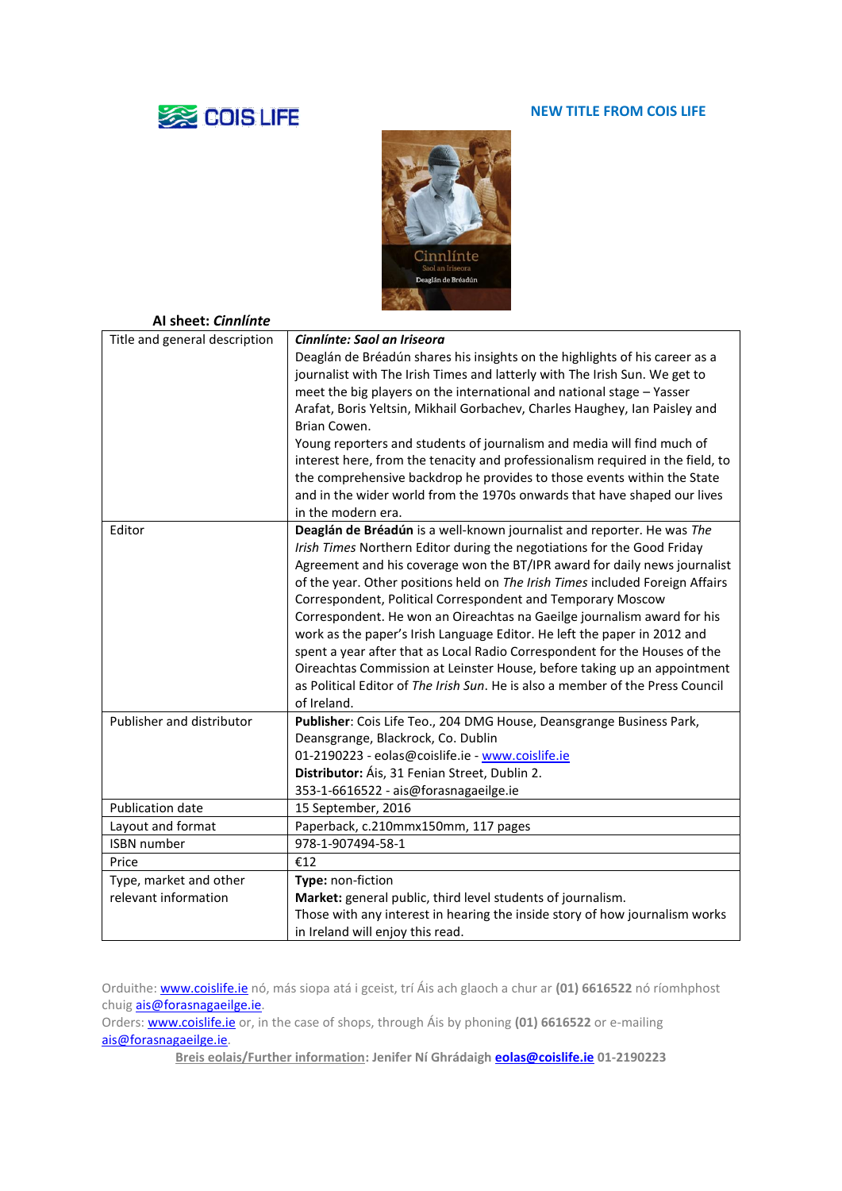COIS LIFE

**NEW TITLE FROM COIS LIFE**

**AI sheet: *Cinnlínte***

| | |
|---|---|
| Title and general description | ***Cinnlínte: Saol an Iriseora*** Deaglán de Bréadún shares his insights on the highlights of his career as a journalist with The Irish Times and latterly with The Irish Sun. We get to meet the big players on the international and national stage – Yasser Arafat, Boris Yeltsin, Mikhail Gorbachev, Charles Haughey, Ian Paisley and Brian Cowen. Young reporters and students of journalism and media will find much of interest here, from the tenacity and professionalism required in the field, to the comprehensive backdrop he provides to those events within the State and in the wider world from the 1970s onwards that have shaped our lives in the modern era. |
| Editor | **Deaglán de Bréadún** is a well-known journalist and reporter. He was *The Irish Times* Northern Editor during the negotiations for the Good Friday Agreement and his coverage won the BT/IPR award for daily news journalist of the year. Other positions held on *The Irish Times* included Foreign Affairs Correspondent, Political Correspondent and Temporary Moscow Correspondent. He won an Oireachtas na Gaeilge journalism award for his work as the paper's Irish Language Editor. He left the paper in 2012 and spent a year after that as Local Radio Correspondent for the Houses of the Oireachtas Commission at Leinster House, before taking up an appointment as Political Editor of *The Irish Sun*. He is also a member of the Press Council of Ireland. |
| Publisher and distributor | **Publisher**: Cois Life Teo., 204 DMG House, Deansgrange Business Park, Deansgrange, Blackrock, Co. Dublin 01-2190223 - eolas@coislife.ie - www.coislife.ie **Distributor:** Áis, 31 Fenian Street, Dublin 2. 353-1-6616522 - ais@forasnagaeilge.ie |
| Publication date | 15 September, 2016 |
| Layout and format | Paperback, c.210mmx150mm, 117 pages |
| ISBN number | 978-1-907494-58-1 |
| Price | €12 |
| Type, market and other relevant information | **Type:** non-fiction **Market:** general public, third level students of journalism. Those with any interest in hearing the inside story of how journalism works in Ireland will enjoy this read. |

Orduithe: www.coislife.ie nó, más siopa atá i gceist, trí Áis ach glaoch a chur ar **(01) 6616522** nó ríomhphost chuig ais@forasnagaeilge.ie.

Orders: www.coislife.ie or, in the case of shops, through Áis by phoning **(01) 6616522** or e-mailing ais@forasnagaeilge.ie.

**Breis eolais/Further information: Jenifer Ní Ghrádaigh eolas@coislife.ie 01-2190223**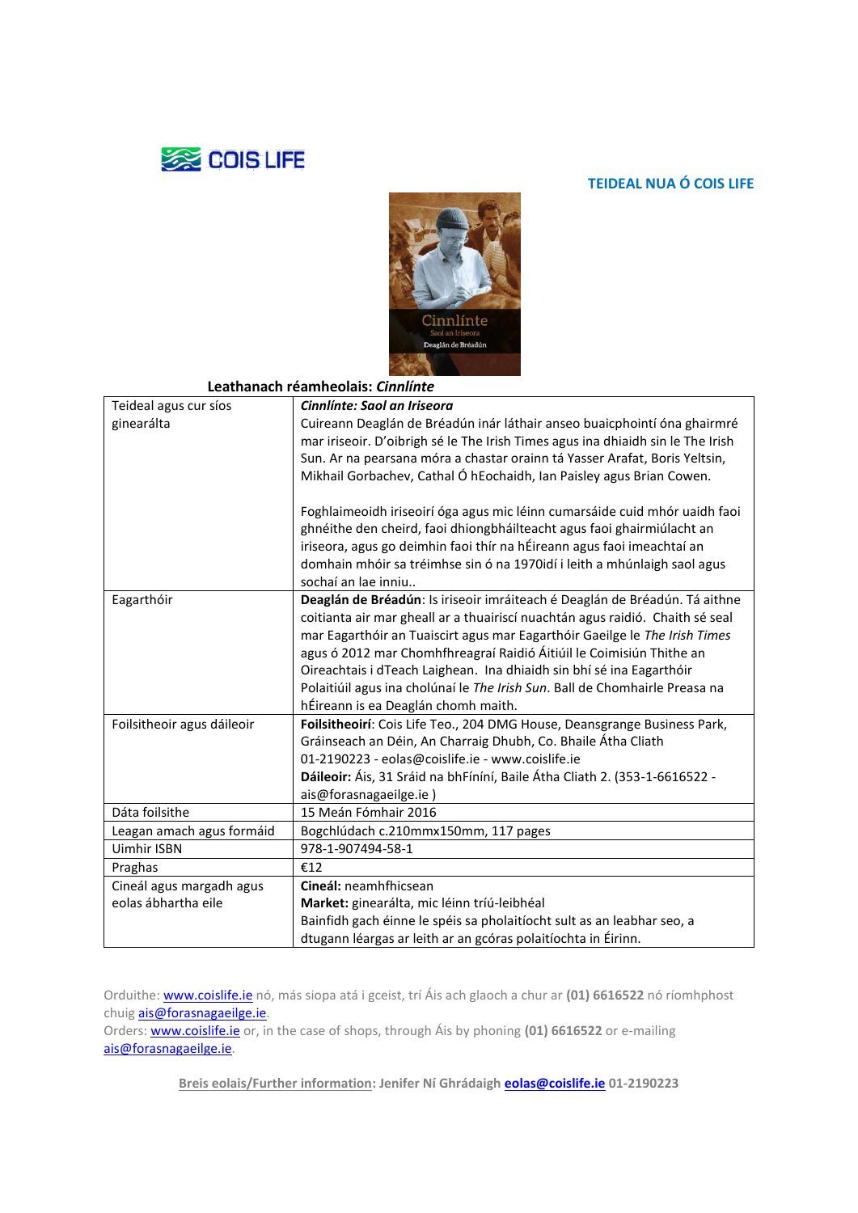COIS LIFE

**TEIDEAL NUA Ó COIS LIFE**

Cinnlínte
Saol an Iriseora
Deaglán de Bréadún

**Leathanach réamheolais: *Cinnlínte***

| | |
|---|---|
| Teideal agus cur síos ginearálta | ***Cinnlínte: Saol an Iriseora*** Cuireann Deaglán de Bréadún inár láthair anseo buaicphointí óna ghairmré mar iriseoir. D'oibrigh sé le The Irish Times agus ina dhiaidh sin le The Irish Sun. Ar na pearsana móra a chastar orainn tá Yasser Arafat, Boris Yeltsin, Mikhail Gorbachev, Cathal Ó hEochaidh, Ian Paisley agus Brian Cowen.<br><br>Foghlaimeoidh iriseoirí óga agus mic léinn cumarsáide cuid mhór uaidh faoi ghnéithe den cheird, faoi dhiongbháilteacht agus faoi ghairmiúlacht an iriseora, agus go deimhin faoi thír na hÉireann agus faoi imeachtaí an domhain mhóir sa tréimhse sin ó na 1970idí i leith a mhúnlaigh saol agus sochaí an lae inniu.. |
| Eagarthóir | **Deaglán de Bréadún**: Is iriseoir imráiteach é Deaglán de Bréadún. Tá aithne coitianta air mar gheall ar a thuairiscí nuachtán agus raidió. Chaith sé seal mar Eagarthóir an Tuaiscirt agus mar Eagarthóir Gaeilge le *The Irish Times* agus ó 2012 mar Chomhfhreagraí Raidió Áitiúil le Coimisiún Thithe an Oireachtais i dTeach Laighean. Ina dhiaidh sin bhí sé ina Eagarthóir Polaitiúil agus ina cholúnaí le *The Irish Sun*. Ball de Chomhairle Preasa na hÉireann is ea Deaglán chomh maith. |
| Foilsitheoir agus dáileoir | **Foilsitheoirí**: Cois Life Teo., 204 DMG House, Deansgrange Business Park, Gráinseach an Déin, An Charraig Dhubh, Co. Bhaile Átha Cliath 01-2190223 - eolas@coislife.ie - www.coislife.ie<br>**Dáileoir:** Áis, 31 Sráid na bhFíníní, Baile Átha Cliath 2. (353-1-6616522 - ais@forasnagaeilge.ie ) |
| Dáta foilsithe | 15 Meán Fómhair 2016 |
| Leagan amach agus formáid | Bogchlúdach c.210mmx150mm, 117 pages |
| Uimhir ISBN | 978-1-907494-58-1 |
| Praghas | €12 |
| Cineál agus margadh agus eolas ábhartha eile | **Cineál:** neamhfhicsean<br>**Market:** ginearálta, mic léinn tríú-leibhéal<br>Bainfidh gach éinne le spéis sa pholaitíocht sult as an leabhar seo, a dtugann léargas ar leith ar an gcóras polaitíochta in Éirinn. |

Orduithe: www.coislife.ie nó, más siopa atá i gceist, trí Áis ach glaoch a chur ar **(01) 6616522** nó ríomhphost chuig ais@forasnagaeilge.ie.
Orders: www.coislife.ie or, in the case of shops, through Áis by phoning **(01) 6616522** or e-mailing ais@forasnagaeilge.ie.

**Breis eolais/Further information: Jenifer Ní Ghrádaigh eolas@coislife.ie 01-2190223**